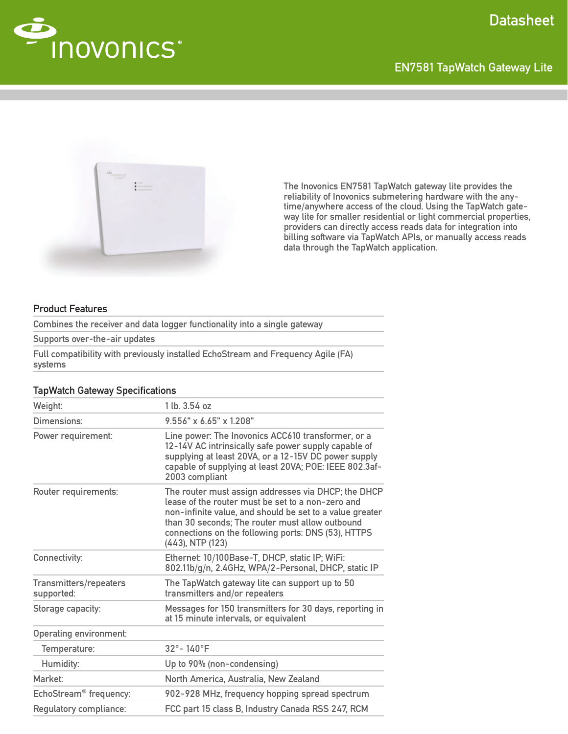# Datasheet

## EN7581 TapWatch Gateway Lite

The Inovonics EN7581 TapWatch gateway lite provides the reliability of Inovonics submetering hardware with the any-time/anywhere access of the cloud. Using the TapWatch gateway lite for smaller residential or light commercial properties, providers can directly access reads data for integration into billing software via TapWatch APIs, or manually access reads data through the TapWatch application.

### Product Features

- Combines the receiver and data logger functionality into a single gateway
- Supports over-the-air updates
- Full compatibility with previously installed EchoStream and Frequency Agile (FA) systems

### TapWatch Gateway Specifications

| | |
|---|---|
| Weight: | 1 lb. 3.54 oz |
| Dimensions: | 9.556" x 6.65" x 1.208" |
| Power requirement: | Line power: The Inovonics ACC610 transformer, or a 12-14V AC intrinsically safe power supply capable of supplying at least 20VA, or a 12-15V DC power supply capable of supplying at least 20VA; POE: IEEE 802.3af-2003 compliant |
| Router requirements: | The router must assign addresses via DHCP; the DHCP lease of the router must be set to a non-zero and non-infinite value, and should be set to a value greater than 30 seconds; The router must allow outbound connections on the following ports: DNS (53), HTTPS (443), NTP (123) |
| Connectivity: | Ethernet: 10/100Base-T, DHCP, static IP; WiFi: 802.11b/g/n, 2.4GHz, WPA/2-Personal, DHCP, static IP |
| Transmitters/repeaters supported: | The TapWatch gateway lite can support up to 50 transmitters and/or repeaters |
| Storage capacity: | Messages for 150 transmitters for 30 days, reporting in at 15 minute intervals, or equivalent |
| Operating environment: | |
| Temperature: | 32°- 140°F |
| Humidity: | Up to 90% (non-condensing) |
| Market: | North America, Australia, New Zealand |
| EchoStream® frequency: | 902-928 MHz, frequency hopping spread spectrum |
| Regulatory compliance: | FCC part 15 class B, Industry Canada RSS 247, RCM |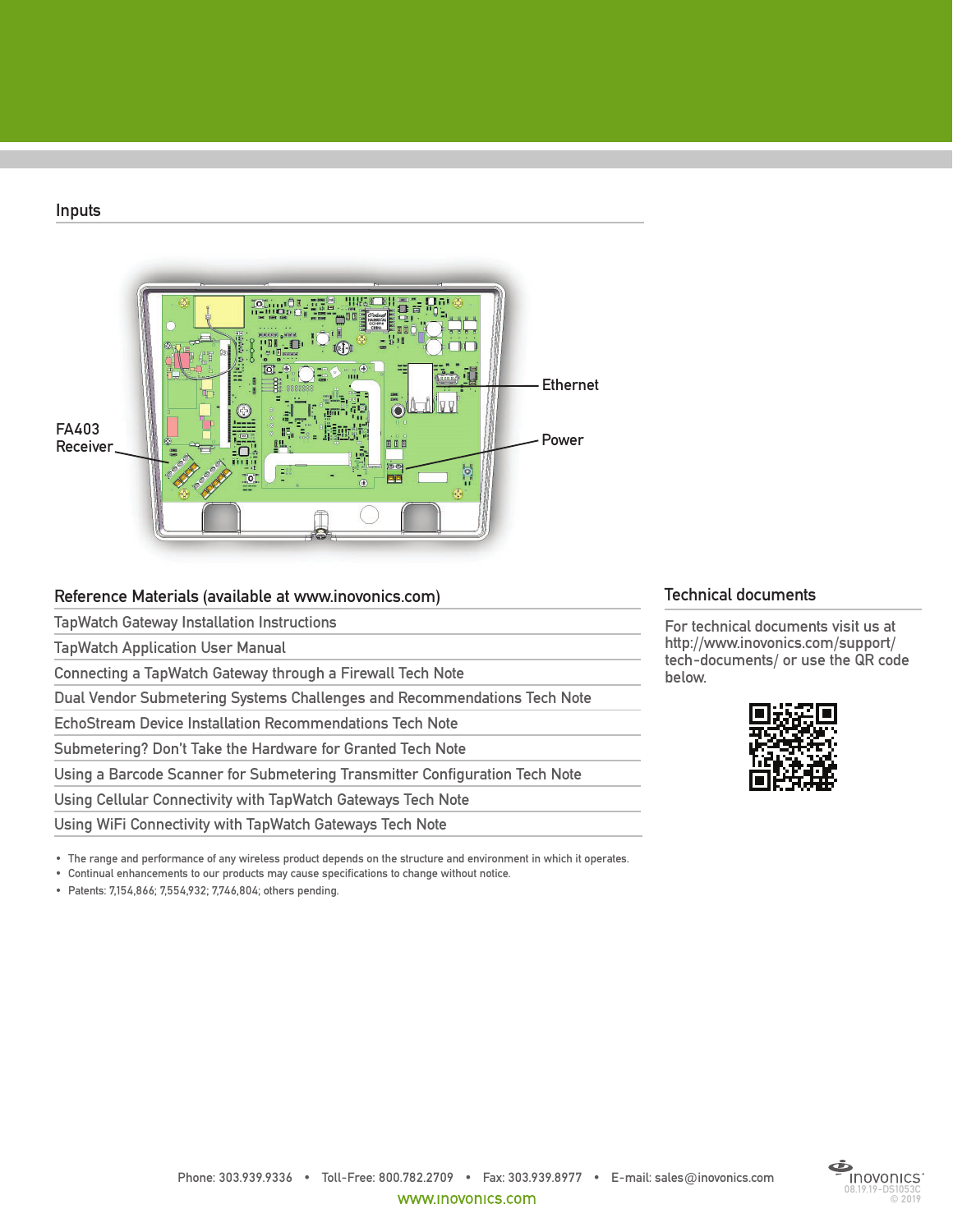## Inputs

FA403 Receiver

Ethernet

Power

## Reference Materials (available at www.inovonics.com)

- TapWatch Gateway Installation Instructions
- TapWatch Application User Manual
- Connecting a TapWatch Gateway through a Firewall Tech Note
- Dual Vendor Submetering Systems Challenges and Recommendations Tech Note
- EchoStream Device Installation Recommendations Tech Note
- Submetering? Don't Take the Hardware for Granted Tech Note
- Using a Barcode Scanner for Submetering Transmitter Configuration Tech Note
- Using Cellular Connectivity with TapWatch Gateways Tech Note
- Using WiFi Connectivity with TapWatch Gateways Tech Note

- The range and performance of any wireless product depends on the structure and environment in which it operates.
- Continual enhancements to our products may cause specifications to change without notice.
- Patents: 7,154,866; 7,554,932; 7,746,804; others pending.

## Technical documents

For technical documents visit us at http://www.inovonics.com/support/tech-documents/ or use the QR code below.

Phone: 303.939.9336 • Toll-Free: 800.782.2709 • Fax: 303.939.8977 • E-mail: sales@inovonics.com

www.inovonics.com

inovonics
08.19.19-DS1053C
© 2019